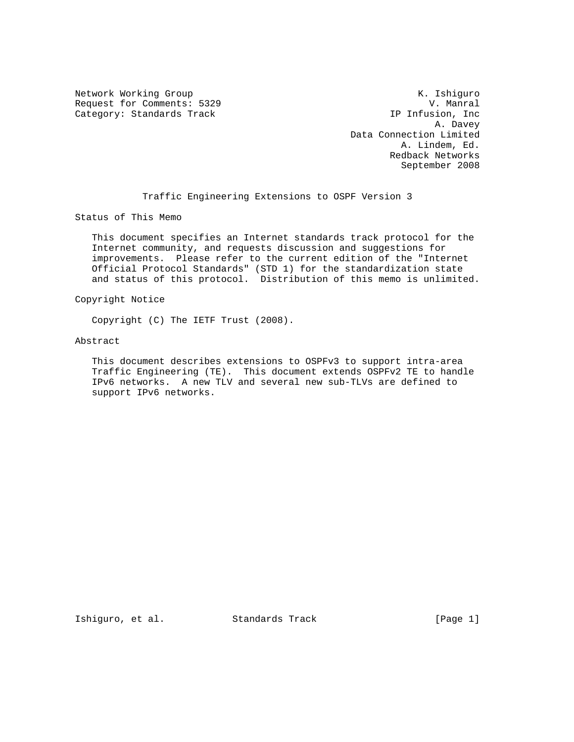Network Working Group K. Ishiguro
Request for Comments: 5329 V. Manral
Category: Standards Track IP Infusion, Inc
A. Davey
Data Connection Limited
A. Lindem, Ed.
Redback Networks
September 2008

# Traffic Engineering Extensions to OSPF Version 3

## Status of This Memo

This document specifies an Internet standards track protocol for the Internet community, and requests discussion and suggestions for improvements. Please refer to the current edition of the "Internet Official Protocol Standards" (STD 1) for the standardization state and status of this protocol. Distribution of this memo is unlimited.

## Copyright Notice

Copyright (C) The IETF Trust (2008).

## Abstract

This document describes extensions to OSPFv3 to support intra-area Traffic Engineering (TE). This document extends OSPFv2 TE to handle IPv6 networks. A new TLV and several new sub-TLVs are defined to support IPv6 networks.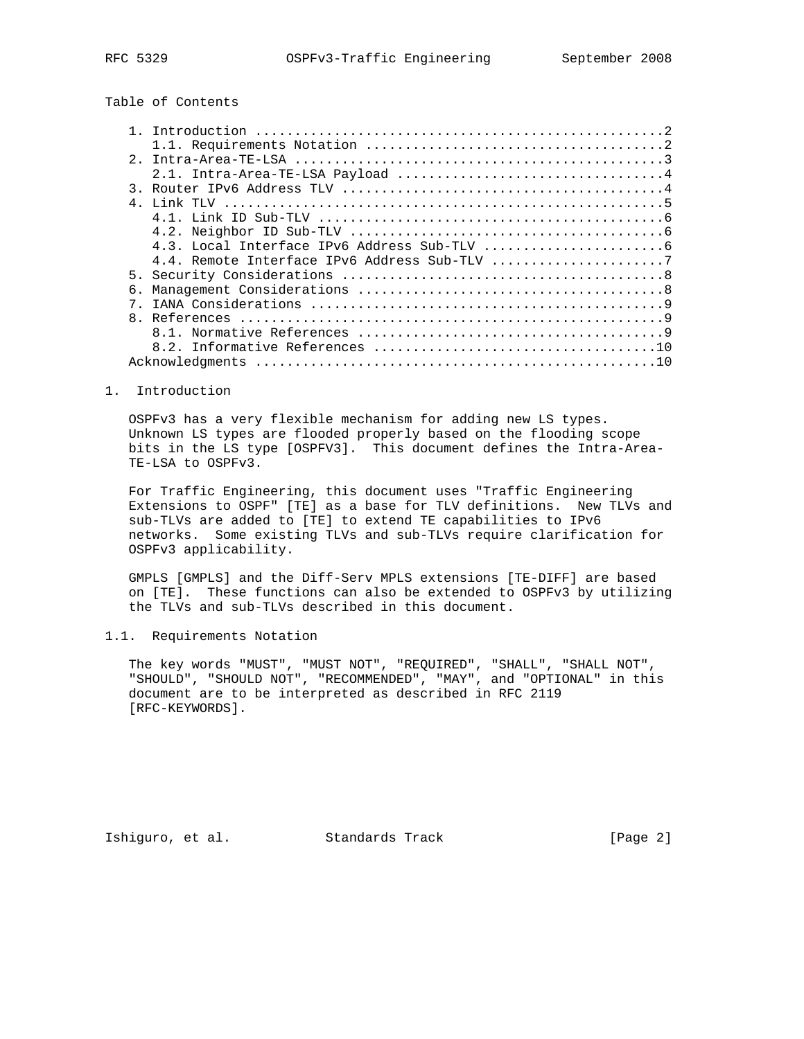Table of Contents

```
   1. Introduction ....................................................2
      1.1. Requirements Notation ......................................2
   2. Intra-Area-TE-LSA ...............................................3
      2.1. Intra-Area-TE-LSA Payload ..................................4
   3. Router IPv6 Address TLV .........................................4
   4. Link TLV ........................................................5
      4.1. Link ID Sub-TLV ............................................6
      4.2. Neighbor ID Sub-TLV ........................................6
      4.3. Local Interface IPv6 Address Sub-TLV .......................6
      4.4. Remote Interface IPv6 Address Sub-TLV ......................7
   5. Security Considerations .........................................8
   6. Management Considerations .......................................8
   7. IANA Considerations .............................................9
   8. References ......................................................9
      8.1. Normative References .......................................9
      8.2. Informative References ....................................10
   Acknowledgments ...................................................10
```

## 1. Introduction

OSPFv3 has a very flexible mechanism for adding new LS types. Unknown LS types are flooded properly based on the flooding scope bits in the LS type [OSPFV3]. This document defines the Intra-Area-TE-LSA to OSPFv3.

For Traffic Engineering, this document uses "Traffic Engineering Extensions to OSPF" [TE] as a base for TLV definitions. New TLVs and sub-TLVs are added to [TE] to extend TE capabilities to IPv6 networks. Some existing TLVs and sub-TLVs require clarification for OSPFv3 applicability.

GMPLS [GMPLS] and the Diff-Serv MPLS extensions [TE-DIFF] are based on [TE]. These functions can also be extended to OSPFv3 by utilizing the TLVs and sub-TLVs described in this document.

### 1.1. Requirements Notation

The key words "MUST", "MUST NOT", "REQUIRED", "SHALL", "SHALL NOT", "SHOULD", "SHOULD NOT", "RECOMMENDED", "MAY", and "OPTIONAL" in this document are to be interpreted as described in RFC 2119 [RFC-KEYWORDS].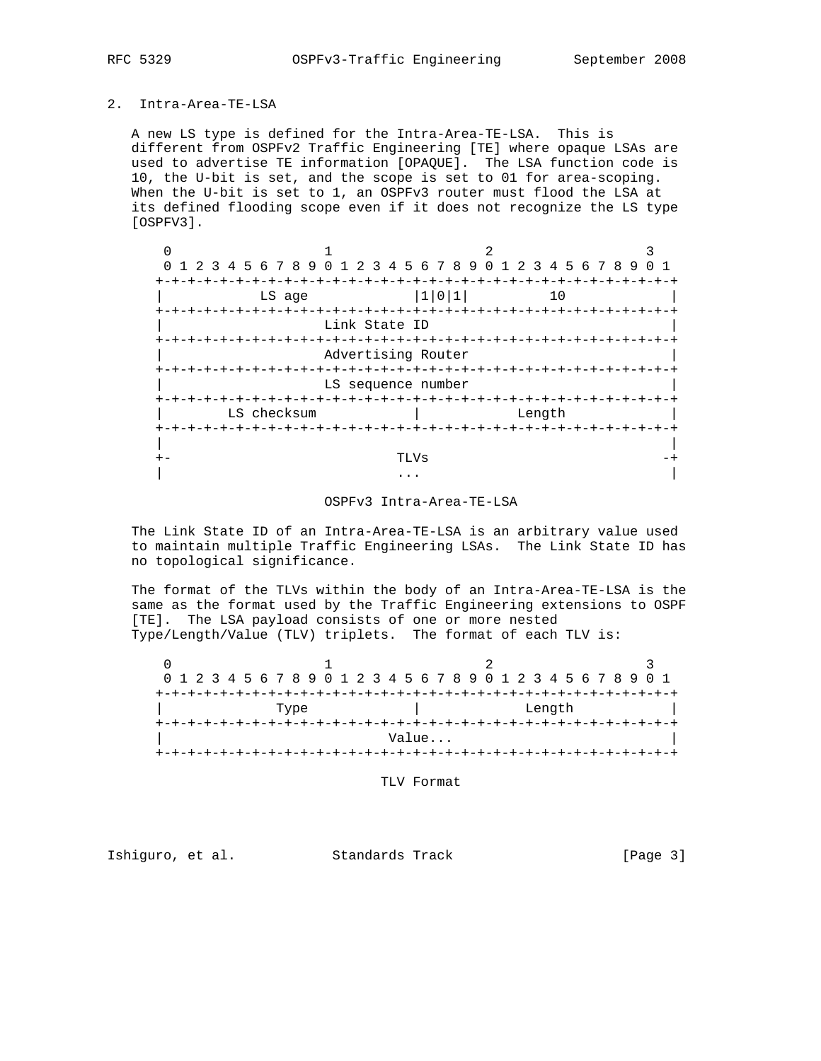## 2. Intra-Area-TE-LSA

A new LS type is defined for the Intra-Area-TE-LSA. This is different from OSPFv2 Traffic Engineering [TE] where opaque LSAs are used to advertise TE information [OPAQUE]. The LSA function code is 10, the U-bit is set, and the scope is set to 01 for area-scoping. When the U-bit is set to 1, an OSPFv3 router must flood the LSA at its defined flooding scope even if it does not recognize the LS type [OSPFV3].

```
 0                   1                   2                   3
 0 1 2 3 4 5 6 7 8 9 0 1 2 3 4 5 6 7 8 9 0 1 2 3 4 5 6 7 8 9 0 1
+-+-+-+-+-+-+-+-+-+-+-+-+-+-+-+-+-+-+-+-+-+-+-+-+-+-+-+-+-+-+-+-+
|            LS age             |1|0|1|          10             |
+-+-+-+-+-+-+-+-+-+-+-+-+-+-+-+-+-+-+-+-+-+-+-+-+-+-+-+-+-+-+-+-+
|                       Link State ID                           |
+-+-+-+-+-+-+-+-+-+-+-+-+-+-+-+-+-+-+-+-+-+-+-+-+-+-+-+-+-+-+-+-+
|                       Advertising Router                      |
+-+-+-+-+-+-+-+-+-+-+-+-+-+-+-+-+-+-+-+-+-+-+-+-+-+-+-+-+-+-+-+-+
|                       LS sequence number                      |
+-+-+-+-+-+-+-+-+-+-+-+-+-+-+-+-+-+-+-+-+-+-+-+-+-+-+-+-+-+-+-+-+
|        LS checksum            |             Length            |
+-+-+-+-+-+-+-+-+-+-+-+-+-+-+-+-+-+-+-+-+-+-+-+-+-+-+-+-+-+-+-+-+
|                                                               |
+-                            TLVs                             -+
|                             ...                               |
```

OSPFv3 Intra-Area-TE-LSA

The Link State ID of an Intra-Area-TE-LSA is an arbitrary value used to maintain multiple Traffic Engineering LSAs. The Link State ID has no topological significance.

The format of the TLVs within the body of an Intra-Area-TE-LSA is the same as the format used by the Traffic Engineering extensions to OSPF [TE]. The LSA payload consists of one or more nested Type/Length/Value (TLV) triplets. The format of each TLV is:

```
 0                   1                   2                   3
 0 1 2 3 4 5 6 7 8 9 0 1 2 3 4 5 6 7 8 9 0 1 2 3 4 5 6 7 8 9 0 1
+-+-+-+-+-+-+-+-+-+-+-+-+-+-+-+-+-+-+-+-+-+-+-+-+-+-+-+-+-+-+-+-+
|              Type             |             Length            |
+-+-+-+-+-+-+-+-+-+-+-+-+-+-+-+-+-+-+-+-+-+-+-+-+-+-+-+-+-+-+-+-+
|                            Value...                           |
+-+-+-+-+-+-+-+-+-+-+-+-+-+-+-+-+-+-+-+-+-+-+-+-+-+-+-+-+-+-+-+-+
```

TLV Format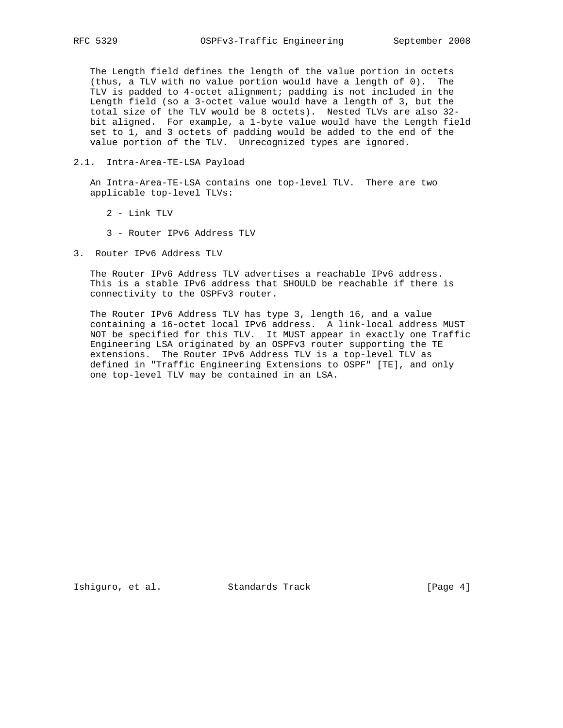The Length field defines the length of the value portion in octets (thus, a TLV with no value portion would have a length of 0). The TLV is padded to 4-octet alignment; padding is not included in the Length field (so a 3-octet value would have a length of 3, but the total size of the TLV would be 8 octets). Nested TLVs are also 32-bit aligned. For example, a 1-byte value would have the Length field set to 1, and 3 octets of padding would be added to the end of the value portion of the TLV. Unrecognized types are ignored.

### 2.1. Intra-Area-TE-LSA Payload

An Intra-Area-TE-LSA contains one top-level TLV. There are two applicable top-level TLVs:

2 - Link TLV

3 - Router IPv6 Address TLV

## 3. Router IPv6 Address TLV

The Router IPv6 Address TLV advertises a reachable IPv6 address. This is a stable IPv6 address that SHOULD be reachable if there is connectivity to the OSPFv3 router.

The Router IPv6 Address TLV has type 3, length 16, and a value containing a 16-octet local IPv6 address. A link-local address MUST NOT be specified for this TLV. It MUST appear in exactly one Traffic Engineering LSA originated by an OSPFv3 router supporting the TE extensions. The Router IPv6 Address TLV is a top-level TLV as defined in "Traffic Engineering Extensions to OSPF" [TE], and only one top-level TLV may be contained in an LSA.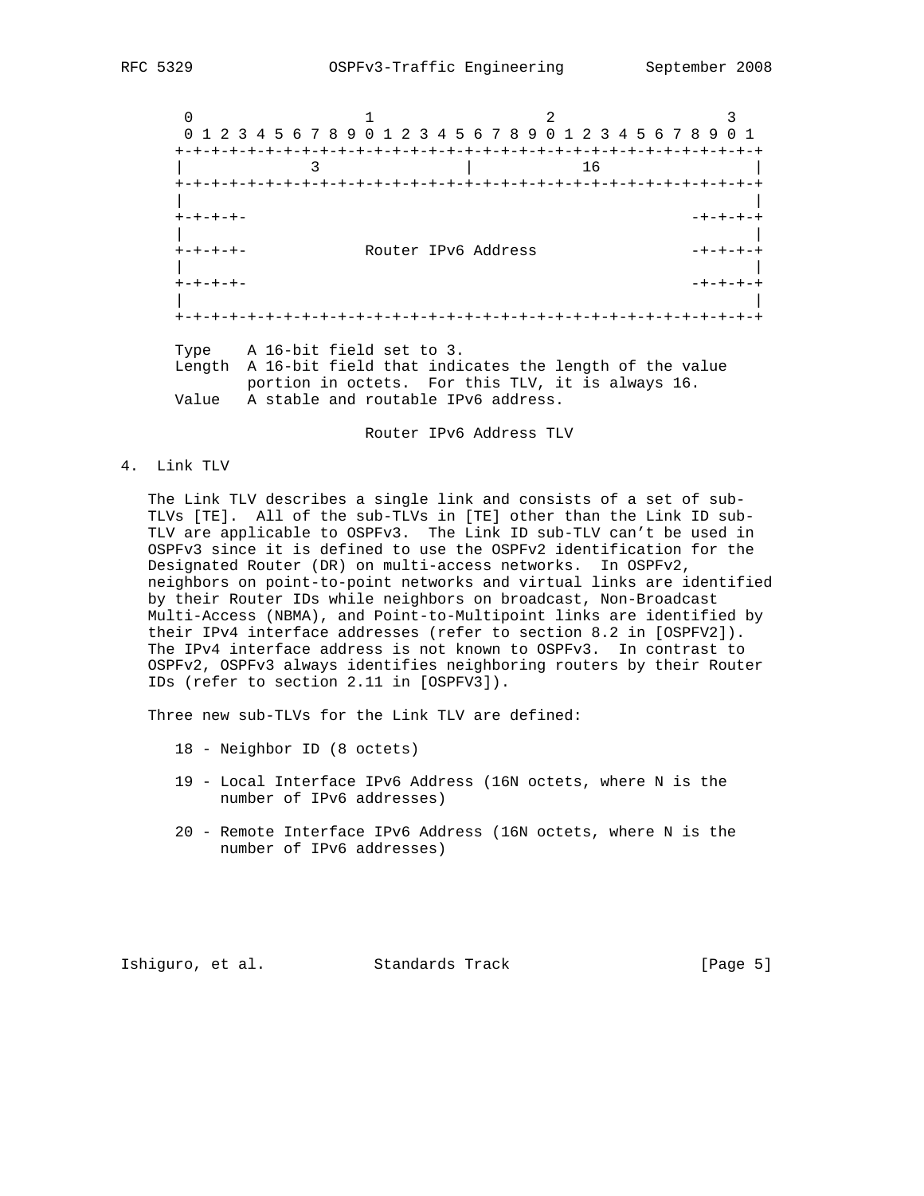```
 0                   1                   2                   3
 0 1 2 3 4 5 6 7 8 9 0 1 2 3 4 5 6 7 8 9 0 1 2 3 4 5 6 7 8 9 0 1
+-+-+-+-+-+-+-+-+-+-+-+-+-+-+-+-+-+-+-+-+-+-+-+-+-+-+-+-+-+-+-+-+
|              3                |             16                |
+-+-+-+-+-+-+-+-+-+-+-+-+-+-+-+-+-+-+-+-+-+-+-+-+-+-+-+-+-+-+-+-+
|                                                               |
+-+-+-+-                                                 -+-+-+-+
|                                                               |
+-+-+-+-             Router IPv6 Address                 -+-+-+-+
|                                                               |
+-+-+-+-                                                 -+-+-+-+
|                                                               |
+-+-+-+-+-+-+-+-+-+-+-+-+-+-+-+-+-+-+-+-+-+-+-+-+-+-+-+-+-+-+-+-+

Type    A 16-bit field set to 3.
Length  A 16-bit field that indicates the length of the value
        portion in octets.  For this TLV, it is always 16.
Value   A stable and routable IPv6 address.
```

Router IPv6 Address TLV

## 4. Link TLV

The Link TLV describes a single link and consists of a set of sub-TLVs [TE]. All of the sub-TLVs in [TE] other than the Link ID sub-TLV are applicable to OSPFv3. The Link ID sub-TLV can't be used in OSPFv3 since it is defined to use the OSPFv2 identification for the Designated Router (DR) on multi-access networks. In OSPFv2, neighbors on point-to-point networks and virtual links are identified by their Router IDs while neighbors on broadcast, Non-Broadcast Multi-Access (NBMA), and Point-to-Multipoint links are identified by their IPv4 interface addresses (refer to section 8.2 in [OSPFV2]). The IPv4 interface address is not known to OSPFv3. In contrast to OSPFv2, OSPFv3 always identifies neighboring routers by their Router IDs (refer to section 2.11 in [OSPFV3]).

Three new sub-TLVs for the Link TLV are defined:

- 18 - Neighbor ID (8 octets)
- 19 - Local Interface IPv6 Address (16N octets, where N is the number of IPv6 addresses)
- 20 - Remote Interface IPv6 Address (16N octets, where N is the number of IPv6 addresses)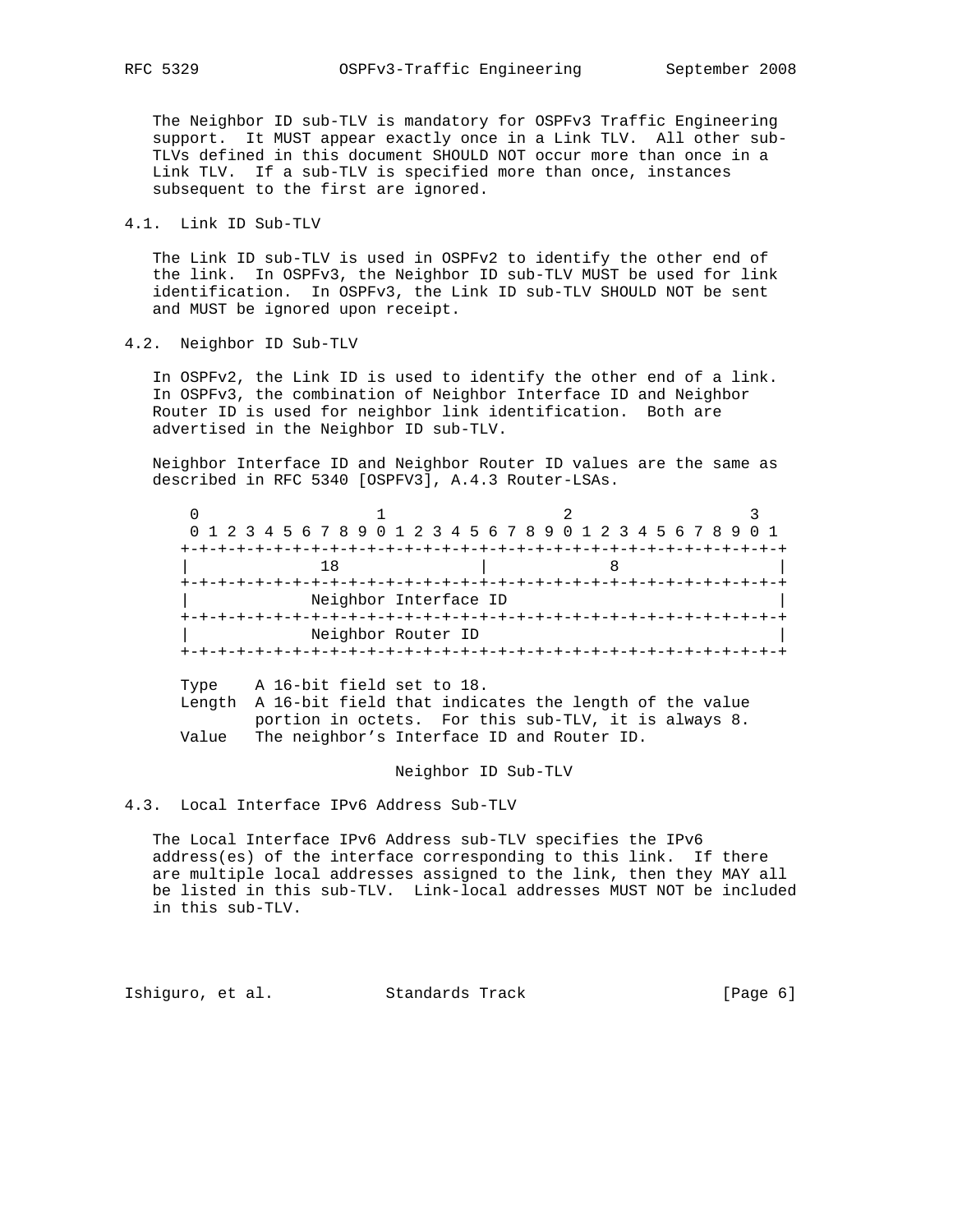The Neighbor ID sub-TLV is mandatory for OSPFv3 Traffic Engineering support. It MUST appear exactly once in a Link TLV. All other sub-TLVs defined in this document SHOULD NOT occur more than once in a Link TLV. If a sub-TLV is specified more than once, instances subsequent to the first are ignored.

### 4.1. Link ID Sub-TLV

The Link ID sub-TLV is used in OSPFv2 to identify the other end of the link. In OSPFv3, the Neighbor ID sub-TLV MUST be used for link identification. In OSPFv3, the Link ID sub-TLV SHOULD NOT be sent and MUST be ignored upon receipt.

### 4.2. Neighbor ID Sub-TLV

In OSPFv2, the Link ID is used to identify the other end of a link. In OSPFv3, the combination of Neighbor Interface ID and Neighbor Router ID is used for neighbor link identification. Both are advertised in the Neighbor ID sub-TLV.

Neighbor Interface ID and Neighbor Router ID values are the same as described in RFC 5340 [OSPFV3], A.4.3 Router-LSAs.

```
 0                   1                   2                   3
 0 1 2 3 4 5 6 7 8 9 0 1 2 3 4 5 6 7 8 9 0 1 2 3 4 5 6 7 8 9 0 1
+-+-+-+-+-+-+-+-+-+-+-+-+-+-+-+-+-+-+-+-+-+-+-+-+-+-+-+-+-+-+-+-+
|              18               |               8               |
+-+-+-+-+-+-+-+-+-+-+-+-+-+-+-+-+-+-+-+-+-+-+-+-+-+-+-+-+-+-+-+-+
|            Neighbor Interface ID                              |
+-+-+-+-+-+-+-+-+-+-+-+-+-+-+-+-+-+-+-+-+-+-+-+-+-+-+-+-+-+-+-+-+
|            Neighbor Router ID                                 |
+-+-+-+-+-+-+-+-+-+-+-+-+-+-+-+-+-+-+-+-+-+-+-+-+-+-+-+-+-+-+-+-+

Type    A 16-bit field set to 18.
Length  A 16-bit field that indicates the length of the value
        portion in octets.  For this sub-TLV, it is always 8.
Value   The neighbor's Interface ID and Router ID.
```

Neighbor ID Sub-TLV

### 4.3. Local Interface IPv6 Address Sub-TLV

The Local Interface IPv6 Address sub-TLV specifies the IPv6 address(es) of the interface corresponding to this link. If there are multiple local addresses assigned to the link, then they MAY all be listed in this sub-TLV. Link-local addresses MUST NOT be included in this sub-TLV.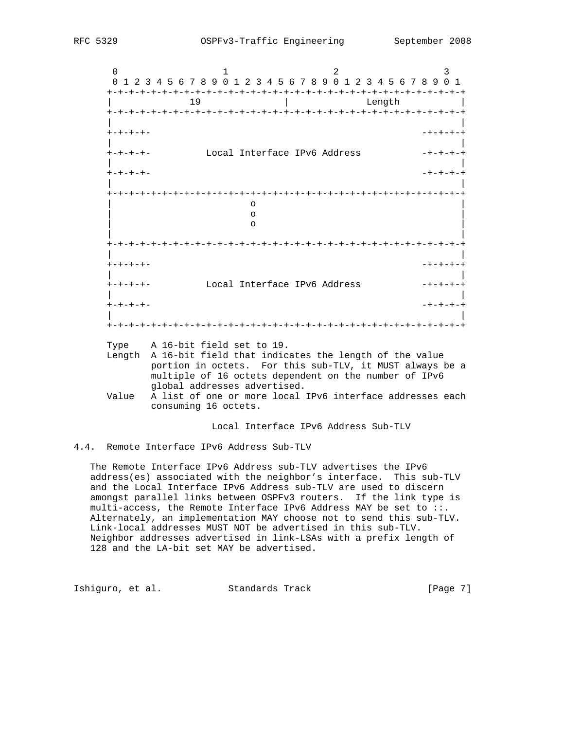```
    0                   1                   2                   3
    0 1 2 3 4 5 6 7 8 9 0 1 2 3 4 5 6 7 8 9 0 1 2 3 4 5 6 7 8 9 0 1
   +-+-+-+-+-+-+-+-+-+-+-+-+-+-+-+-+-+-+-+-+-+-+-+-+-+-+-+-+-+-+-+-+
   |              19               |             Length            |
   +-+-+-+-+-+-+-+-+-+-+-+-+-+-+-+-+-+-+-+-+-+-+-+-+-+-+-+-+-+-+-+-+
   |                                                               |
   +-+-+-+-                                                 -+-+-+-+
   |                                                               |
   +-+-+-+-         Local Interface IPv6 Address            -+-+-+-+
   |                                                               |
   +-+-+-+-                                                 -+-+-+-+
   |                                                               |
   +-+-+-+-+-+-+-+-+-+-+-+-+-+-+-+-+-+-+-+-+-+-+-+-+-+-+-+-+-+-+-+-+
   |                          o                                    |
   |                          o                                    |
   |                          o                                    |
   |                                                               |
   +-+-+-+-+-+-+-+-+-+-+-+-+-+-+-+-+-+-+-+-+-+-+-+-+-+-+-+-+-+-+-+-+
   |                                                               |
   +-+-+-+-                                                 -+-+-+-+
   |                                                               |
   +-+-+-+-         Local Interface IPv6 Address            -+-+-+-+
   |                                                               |
   +-+-+-+-                                                 -+-+-+-+
   |                                                               |
   +-+-+-+-+-+-+-+-+-+-+-+-+-+-+-+-+-+-+-+-+-+-+-+-+-+-+-+-+-+-+-+-+

   Type    A 16-bit field set to 19.
   Length  A 16-bit field that indicates the length of the value
           portion in octets.  For this sub-TLV, it MUST always be a
           multiple of 16 octets dependent on the number of IPv6
           global addresses advertised.
   Value   A list of one or more local IPv6 interface addresses each
           consuming 16 octets.

                    Local Interface IPv6 Address Sub-TLV
```

## 4.4. Remote Interface IPv6 Address Sub-TLV

The Remote Interface IPv6 Address sub-TLV advertises the IPv6 address(es) associated with the neighbor's interface. This sub-TLV and the Local Interface IPv6 Address sub-TLV are used to discern amongst parallel links between OSPFv3 routers. If the link type is multi-access, the Remote Interface IPv6 Address MAY be set to ::. Alternately, an implementation MAY choose not to send this sub-TLV. Link-local addresses MUST NOT be advertised in this sub-TLV. Neighbor addresses advertised in link-LSAs with a prefix length of 128 and the LA-bit set MAY be advertised.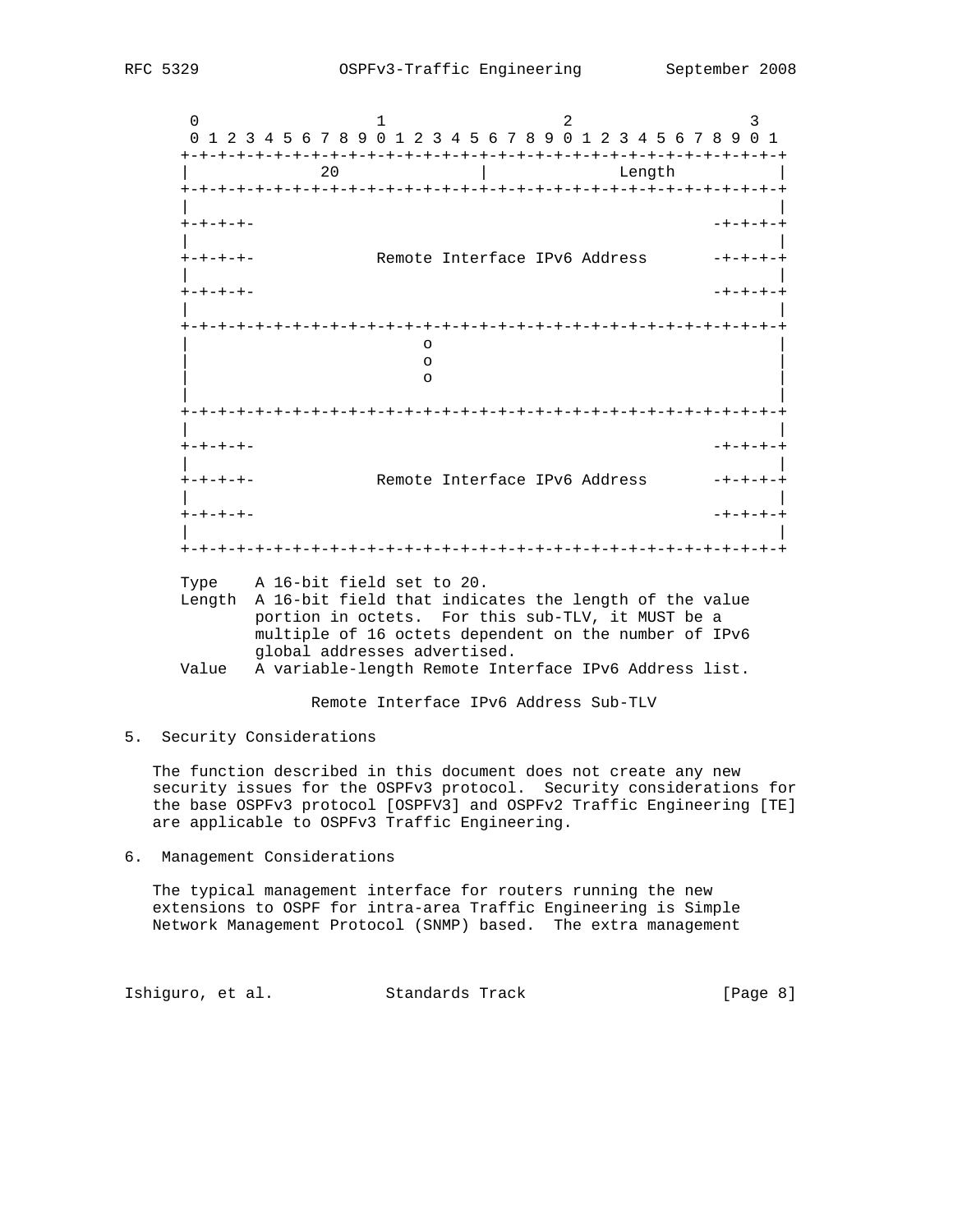```
    0                   1                   2                   3
    0 1 2 3 4 5 6 7 8 9 0 1 2 3 4 5 6 7 8 9 0 1 2 3 4 5 6 7 8 9 0 1
   +-+-+-+-+-+-+-+-+-+-+-+-+-+-+-+-+-+-+-+-+-+-+-+-+-+-+-+-+-+-+-+-+
   |              20               |            Length             |
   +-+-+-+-+-+-+-+-+-+-+-+-+-+-+-+-+-+-+-+-+-+-+-+-+-+-+-+-+-+-+-+-+
   |                                                               |
   +-+-+-+-                                                 -+-+-+-+
   |                                                               |
   +-+-+-+-           Remote Interface IPv6 Address         -+-+-+-+
   |                                                               |
   +-+-+-+-                                                 -+-+-+-+
   |                                                               |
   +-+-+-+-+-+-+-+-+-+-+-+-+-+-+-+-+-+-+-+-+-+-+-+-+-+-+-+-+-+-+-+-+
   |                             o                                 |
   |                             o                                 |
   |                             o                                 |
   |                                                               |
   +-+-+-+-+-+-+-+-+-+-+-+-+-+-+-+-+-+-+-+-+-+-+-+-+-+-+-+-+-+-+-+-+
   |                                                               |
   +-+-+-+-                                                 -+-+-+-+
   |                                                               |
   +-+-+-+-           Remote Interface IPv6 Address         -+-+-+-+
   |                                                               |
   +-+-+-+-                                                 -+-+-+-+
   |                                                               |
   +-+-+-+-+-+-+-+-+-+-+-+-+-+-+-+-+-+-+-+-+-+-+-+-+-+-+-+-+-+-+-+-+

   Type    A 16-bit field set to 20.
   Length  A 16-bit field that indicates the length of the value
           portion in octets.  For this sub-TLV, it MUST be a
           multiple of 16 octets dependent on the number of IPv6
           global addresses advertised.
   Value   A variable-length Remote Interface IPv6 Address list.

                Remote Interface IPv6 Address Sub-TLV
```

## 5. Security Considerations

The function described in this document does not create any new security issues for the OSPFv3 protocol. Security considerations for the base OSPFv3 protocol [OSPFV3] and OSPFv2 Traffic Engineering [TE] are applicable to OSPFv3 Traffic Engineering.

## 6. Management Considerations

The typical management interface for routers running the new extensions to OSPF for intra-area Traffic Engineering is Simple Network Management Protocol (SNMP) based. The extra management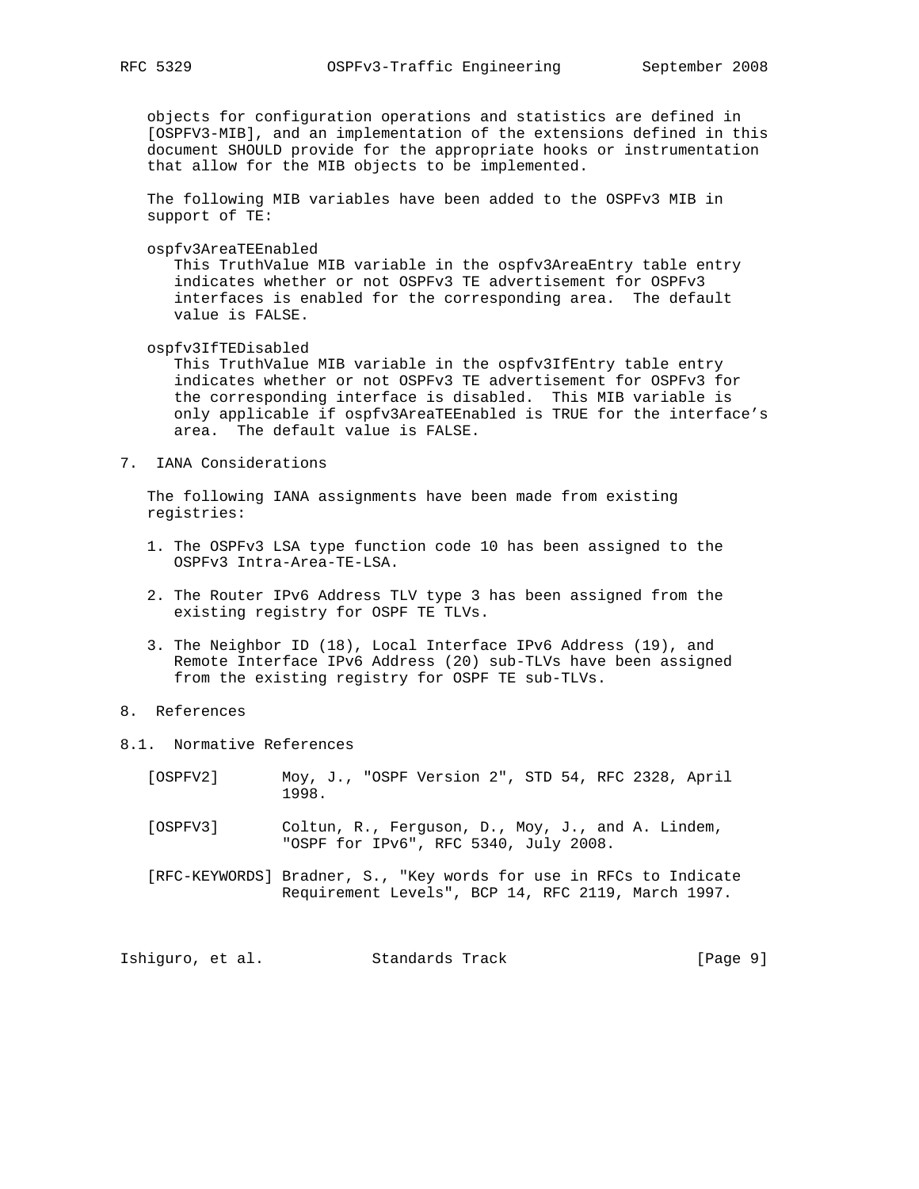objects for configuration operations and statistics are defined in [OSPFV3-MIB], and an implementation of the extensions defined in this document SHOULD provide for the appropriate hooks or instrumentation that allow for the MIB objects to be implemented.

The following MIB variables have been added to the OSPFv3 MIB in support of TE:

ospfv3AreaTEEnabled
: This TruthValue MIB variable in the ospfv3AreaEntry table entry indicates whether or not OSPFv3 TE advertisement for OSPFv3 interfaces is enabled for the corresponding area. The default value is FALSE.

ospfv3IfTEDisabled
: This TruthValue MIB variable in the ospfv3IfEntry table entry indicates whether or not OSPFv3 TE advertisement for OSPFv3 for the corresponding interface is disabled. This MIB variable is only applicable if ospfv3AreaTEEnabled is TRUE for the interface's area. The default value is FALSE.

## 7. IANA Considerations

The following IANA assignments have been made from existing registries:

1. The OSPFv3 LSA type function code 10 has been assigned to the OSPFv3 Intra-Area-TE-LSA.

2. The Router IPv6 Address TLV type 3 has been assigned from the existing registry for OSPF TE TLVs.

3. The Neighbor ID (18), Local Interface IPv6 Address (19), and Remote Interface IPv6 Address (20) sub-TLVs have been assigned from the existing registry for OSPF TE sub-TLVs.

## 8. References

### 8.1. Normative References

[OSPFV2] Moy, J., "OSPF Version 2", STD 54, RFC 2328, April 1998.

[OSPFV3] Coltun, R., Ferguson, D., Moy, J., and A. Lindem, "OSPF for IPv6", RFC 5340, July 2008.

[RFC-KEYWORDS] Bradner, S., "Key words for use in RFCs to Indicate Requirement Levels", BCP 14, RFC 2119, March 1997.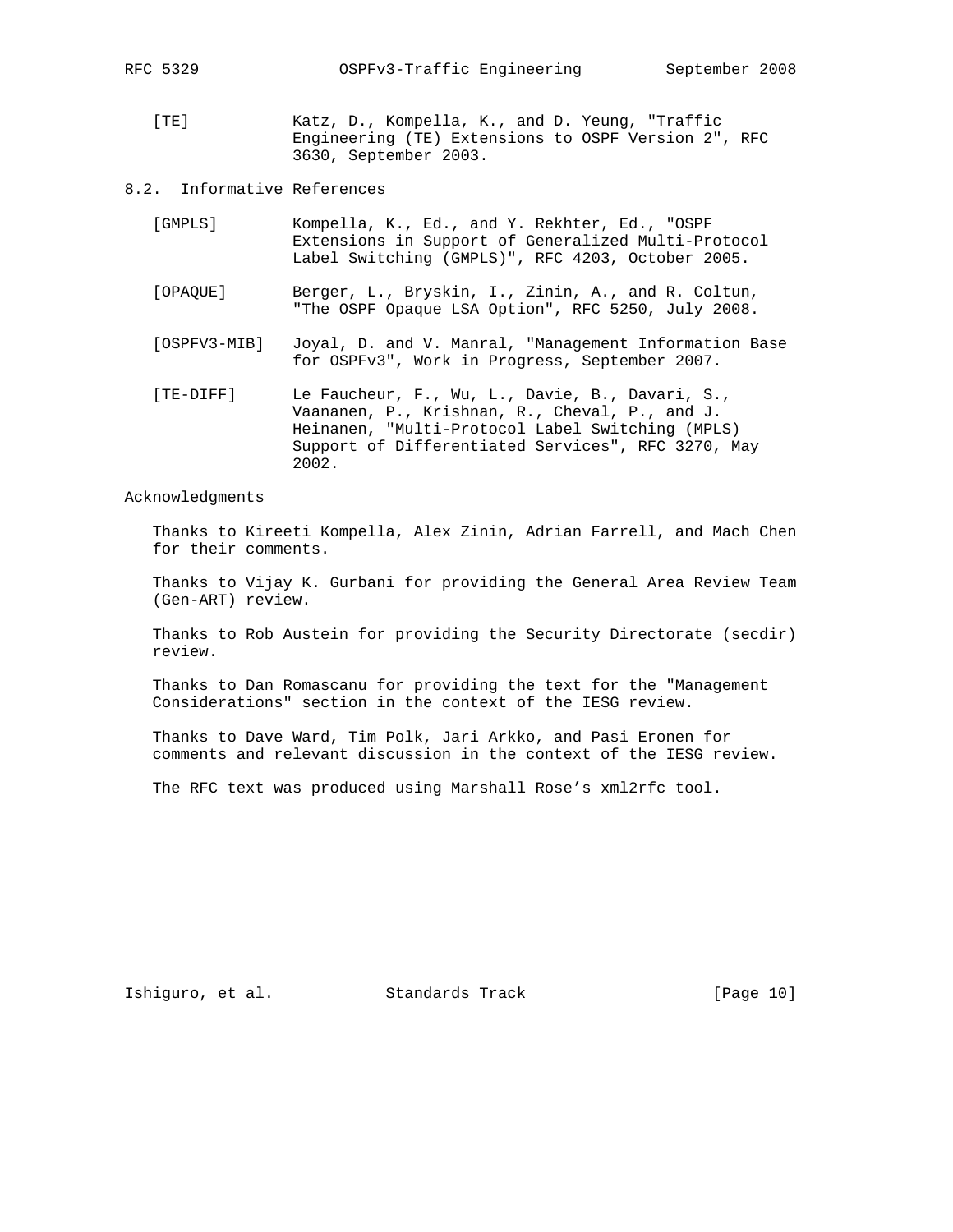[TE] Katz, D., Kompella, K., and D. Yeung, "Traffic Engineering (TE) Extensions to OSPF Version 2", RFC 3630, September 2003.

## 8.2. Informative References

[GMPLS] Kompella, K., Ed., and Y. Rekhter, Ed., "OSPF Extensions in Support of Generalized Multi-Protocol Label Switching (GMPLS)", RFC 4203, October 2005.

[OPAQUE] Berger, L., Bryskin, I., Zinin, A., and R. Coltun, "The OSPF Opaque LSA Option", RFC 5250, July 2008.

[OSPFV3-MIB] Joyal, D. and V. Manral, "Management Information Base for OSPFv3", Work in Progress, September 2007.

[TE-DIFF] Le Faucheur, F., Wu, L., Davie, B., Davari, S., Vaananen, P., Krishnan, R., Cheval, P., and J. Heinanen, "Multi-Protocol Label Switching (MPLS) Support of Differentiated Services", RFC 3270, May 2002.

## Acknowledgments

Thanks to Kireeti Kompella, Alex Zinin, Adrian Farrell, and Mach Chen for their comments.

Thanks to Vijay K. Gurbani for providing the General Area Review Team (Gen-ART) review.

Thanks to Rob Austein for providing the Security Directorate (secdir) review.

Thanks to Dan Romascanu for providing the text for the "Management Considerations" section in the context of the IESG review.

Thanks to Dave Ward, Tim Polk, Jari Arkko, and Pasi Eronen for comments and relevant discussion in the context of the IESG review.

The RFC text was produced using Marshall Rose's xml2rfc tool.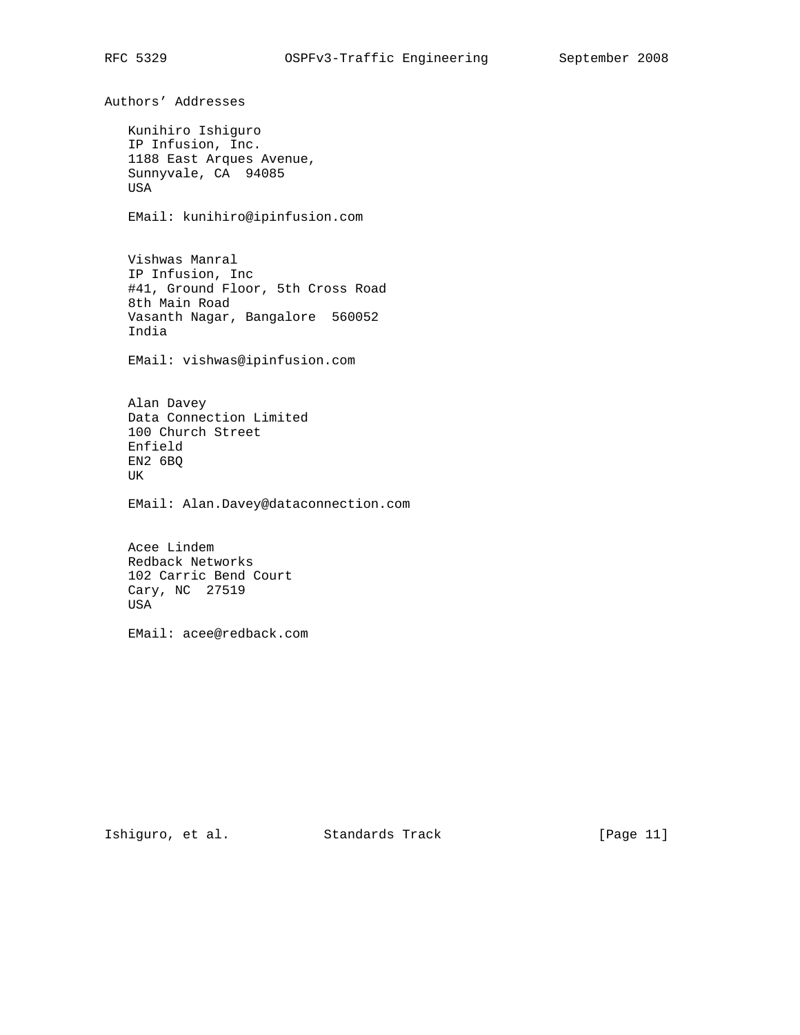## Authors' Addresses

Kunihiro Ishiguro
IP Infusion, Inc.
1188 East Arques Avenue,
Sunnyvale, CA  94085
USA

EMail: kunihiro@ipinfusion.com

Vishwas Manral
IP Infusion, Inc
#41, Ground Floor, 5th Cross Road
8th Main Road
Vasanth Nagar, Bangalore  560052
India

EMail: vishwas@ipinfusion.com

Alan Davey
Data Connection Limited
100 Church Street
Enfield
EN2 6BQ
UK

EMail: Alan.Davey@dataconnection.com

Acee Lindem
Redback Networks
102 Carric Bend Court
Cary, NC  27519
USA

EMail: acee@redback.com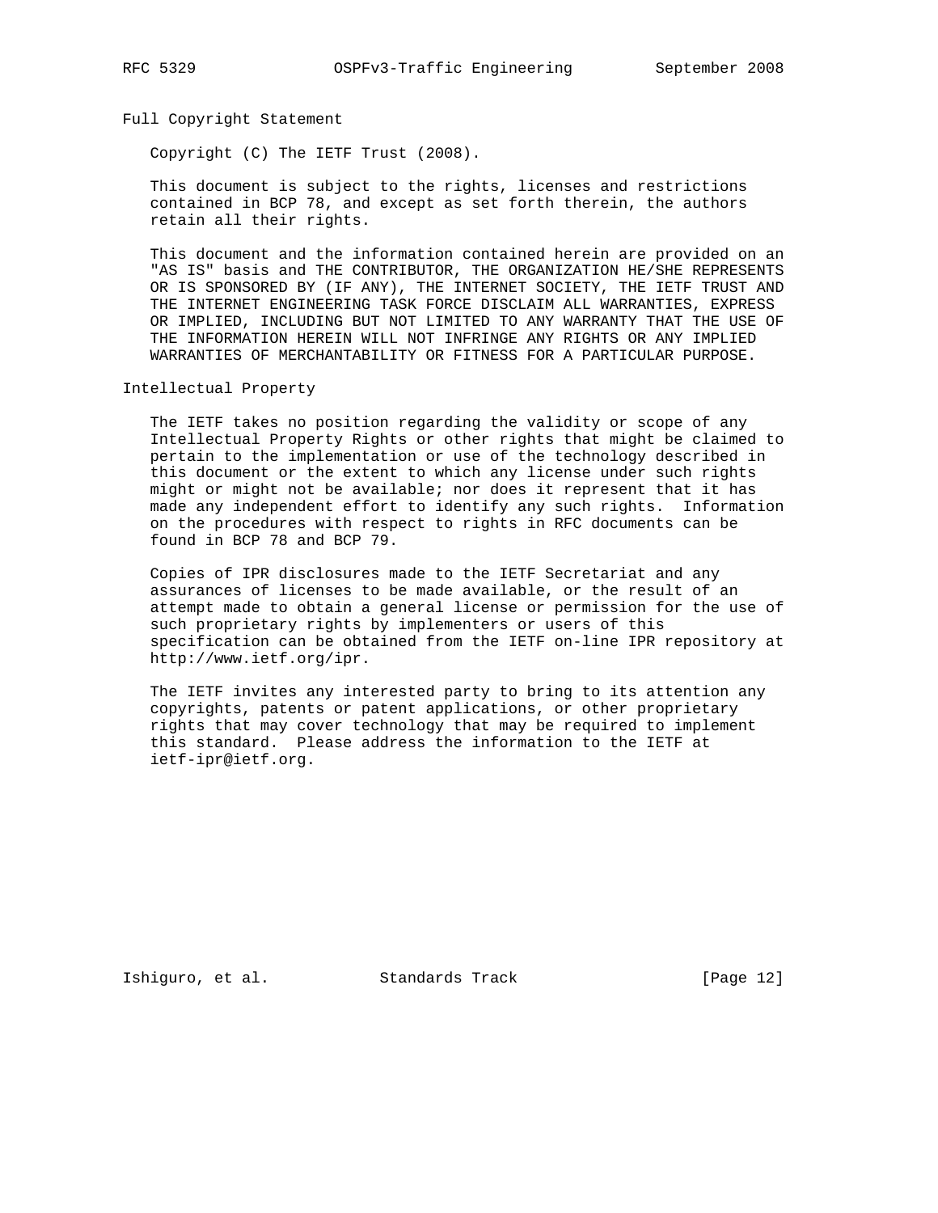## Full Copyright Statement

Copyright (C) The IETF Trust (2008).

This document is subject to the rights, licenses and restrictions contained in BCP 78, and except as set forth therein, the authors retain all their rights.

This document and the information contained herein are provided on an "AS IS" basis and THE CONTRIBUTOR, THE ORGANIZATION HE/SHE REPRESENTS OR IS SPONSORED BY (IF ANY), THE INTERNET SOCIETY, THE IETF TRUST AND THE INTERNET ENGINEERING TASK FORCE DISCLAIM ALL WARRANTIES, EXPRESS OR IMPLIED, INCLUDING BUT NOT LIMITED TO ANY WARRANTY THAT THE USE OF THE INFORMATION HEREIN WILL NOT INFRINGE ANY RIGHTS OR ANY IMPLIED WARRANTIES OF MERCHANTABILITY OR FITNESS FOR A PARTICULAR PURPOSE.

## Intellectual Property

The IETF takes no position regarding the validity or scope of any Intellectual Property Rights or other rights that might be claimed to pertain to the implementation or use of the technology described in this document or the extent to which any license under such rights might or might not be available; nor does it represent that it has made any independent effort to identify any such rights. Information on the procedures with respect to rights in RFC documents can be found in BCP 78 and BCP 79.

Copies of IPR disclosures made to the IETF Secretariat and any assurances of licenses to be made available, or the result of an attempt made to obtain a general license or permission for the use of such proprietary rights by implementers or users of this specification can be obtained from the IETF on-line IPR repository at http://www.ietf.org/ipr.

The IETF invites any interested party to bring to its attention any copyrights, patents or patent applications, or other proprietary rights that may cover technology that may be required to implement this standard. Please address the information to the IETF at ietf-ipr@ietf.org.